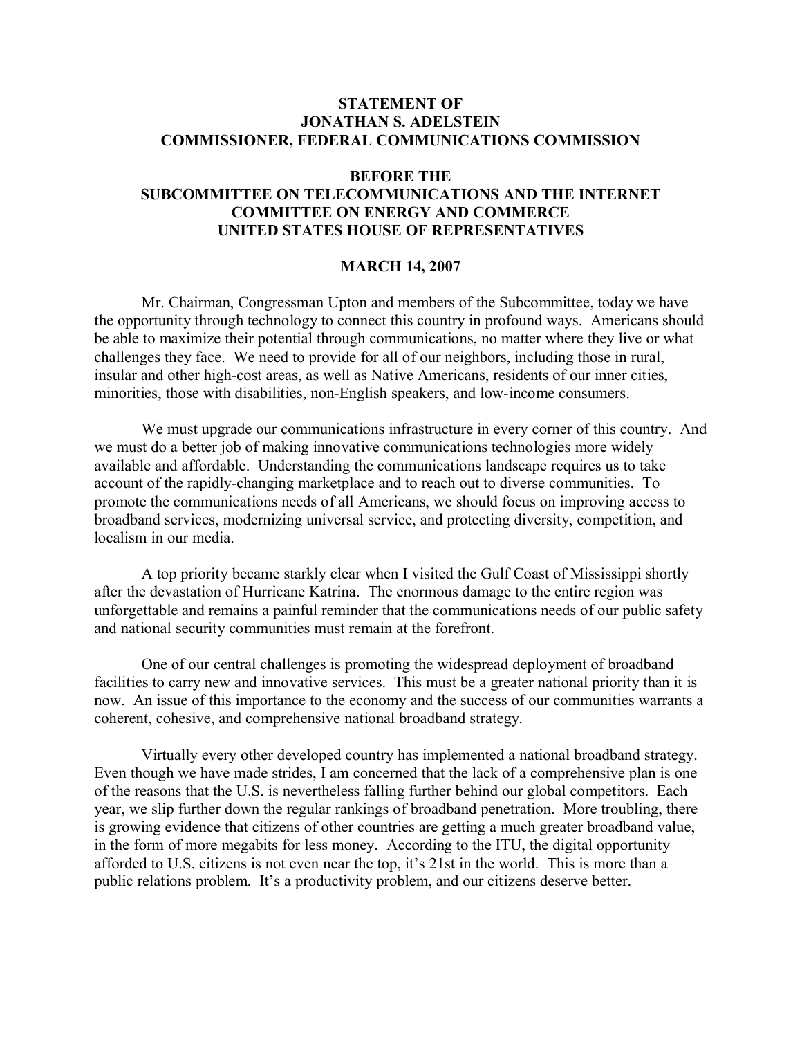**STATEMENT OF**
**JONATHAN S. ADELSTEIN**
**COMMISSIONER, FEDERAL COMMUNICATIONS COMMISSION**

**BEFORE THE**
**SUBCOMMITTEE ON TELECOMMUNICATIONS AND THE INTERNET**
**COMMITTEE ON ENERGY AND COMMERCE**
**UNITED STATES HOUSE OF REPRESENTATIVES**

**MARCH 14, 2007**

Mr. Chairman, Congressman Upton and members of the Subcommittee, today we have the opportunity through technology to connect this country in profound ways. Americans should be able to maximize their potential through communications, no matter where they live or what challenges they face. We need to provide for all of our neighbors, including those in rural, insular and other high-cost areas, as well as Native Americans, residents of our inner cities, minorities, those with disabilities, non-English speakers, and low-income consumers.

We must upgrade our communications infrastructure in every corner of this country. And we must do a better job of making innovative communications technologies more widely available and affordable. Understanding the communications landscape requires us to take account of the rapidly-changing marketplace and to reach out to diverse communities. To promote the communications needs of all Americans, we should focus on improving access to broadband services, modernizing universal service, and protecting diversity, competition, and localism in our media.

A top priority became starkly clear when I visited the Gulf Coast of Mississippi shortly after the devastation of Hurricane Katrina. The enormous damage to the entire region was unforgettable and remains a painful reminder that the communications needs of our public safety and national security communities must remain at the forefront.

One of our central challenges is promoting the widespread deployment of broadband facilities to carry new and innovative services. This must be a greater national priority than it is now. An issue of this importance to the economy and the success of our communities warrants a coherent, cohesive, and comprehensive national broadband strategy.

Virtually every other developed country has implemented a national broadband strategy. Even though we have made strides, I am concerned that the lack of a comprehensive plan is one of the reasons that the U.S. is nevertheless falling further behind our global competitors. Each year, we slip further down the regular rankings of broadband penetration. More troubling, there is growing evidence that citizens of other countries are getting a much greater broadband value, in the form of more megabits for less money. According to the ITU, the digital opportunity afforded to U.S. citizens is not even near the top, it's 21st in the world. This is more than a public relations problem. It's a productivity problem, and our citizens deserve better.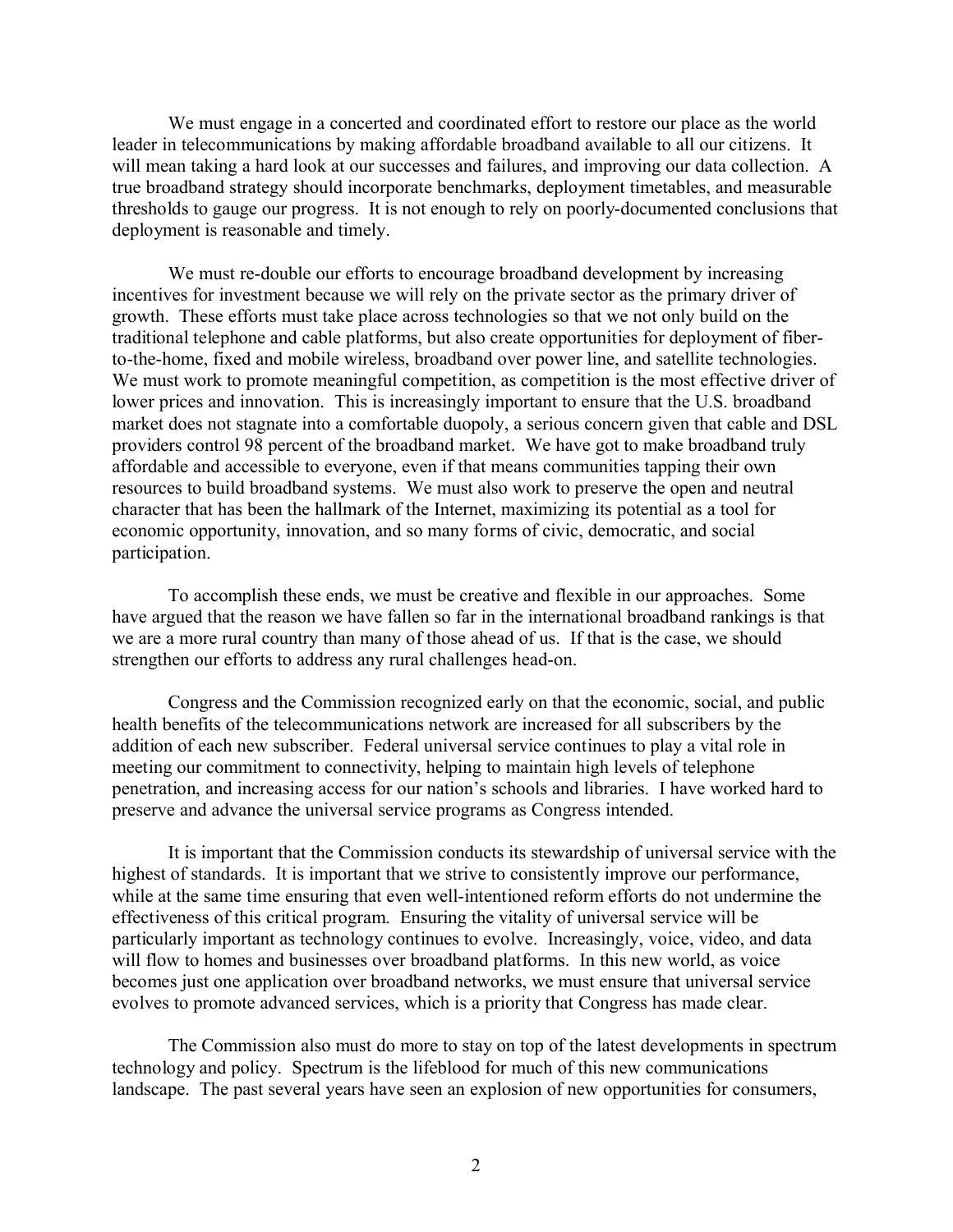We must engage in a concerted and coordinated effort to restore our place as the world leader in telecommunications by making affordable broadband available to all our citizens. It will mean taking a hard look at our successes and failures, and improving our data collection. A true broadband strategy should incorporate benchmarks, deployment timetables, and measurable thresholds to gauge our progress. It is not enough to rely on poorly-documented conclusions that deployment is reasonable and timely.

We must re-double our efforts to encourage broadband development by increasing incentives for investment because we will rely on the private sector as the primary driver of growth. These efforts must take place across technologies so that we not only build on the traditional telephone and cable platforms, but also create opportunities for deployment of fiber-to-the-home, fixed and mobile wireless, broadband over power line, and satellite technologies. We must work to promote meaningful competition, as competition is the most effective driver of lower prices and innovation. This is increasingly important to ensure that the U.S. broadband market does not stagnate into a comfortable duopoly, a serious concern given that cable and DSL providers control 98 percent of the broadband market. We have got to make broadband truly affordable and accessible to everyone, even if that means communities tapping their own resources to build broadband systems. We must also work to preserve the open and neutral character that has been the hallmark of the Internet, maximizing its potential as a tool for economic opportunity, innovation, and so many forms of civic, democratic, and social participation.

To accomplish these ends, we must be creative and flexible in our approaches. Some have argued that the reason we have fallen so far in the international broadband rankings is that we are a more rural country than many of those ahead of us. If that is the case, we should strengthen our efforts to address any rural challenges head-on.

Congress and the Commission recognized early on that the economic, social, and public health benefits of the telecommunications network are increased for all subscribers by the addition of each new subscriber. Federal universal service continues to play a vital role in meeting our commitment to connectivity, helping to maintain high levels of telephone penetration, and increasing access for our nation's schools and libraries. I have worked hard to preserve and advance the universal service programs as Congress intended.

It is important that the Commission conducts its stewardship of universal service with the highest of standards. It is important that we strive to consistently improve our performance, while at the same time ensuring that even well-intentioned reform efforts do not undermine the effectiveness of this critical program. Ensuring the vitality of universal service will be particularly important as technology continues to evolve. Increasingly, voice, video, and data will flow to homes and businesses over broadband platforms. In this new world, as voice becomes just one application over broadband networks, we must ensure that universal service evolves to promote advanced services, which is a priority that Congress has made clear.

The Commission also must do more to stay on top of the latest developments in spectrum technology and policy. Spectrum is the lifeblood for much of this new communications landscape. The past several years have seen an explosion of new opportunities for consumers,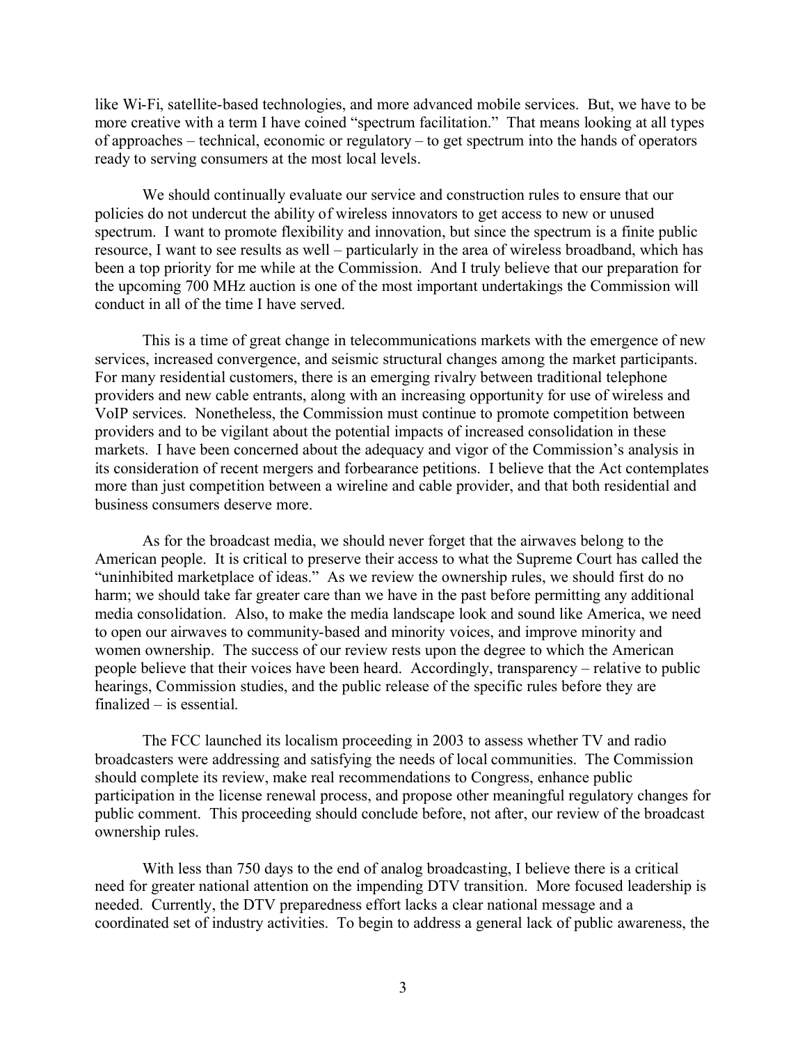like Wi-Fi, satellite-based technologies, and more advanced mobile services. But, we have to be more creative with a term I have coined "spectrum facilitation." That means looking at all types of approaches – technical, economic or regulatory – to get spectrum into the hands of operators ready to serving consumers at the most local levels.

We should continually evaluate our service and construction rules to ensure that our policies do not undercut the ability of wireless innovators to get access to new or unused spectrum. I want to promote flexibility and innovation, but since the spectrum is a finite public resource, I want to see results as well – particularly in the area of wireless broadband, which has been a top priority for me while at the Commission. And I truly believe that our preparation for the upcoming 700 MHz auction is one of the most important undertakings the Commission will conduct in all of the time I have served.

This is a time of great change in telecommunications markets with the emergence of new services, increased convergence, and seismic structural changes among the market participants. For many residential customers, there is an emerging rivalry between traditional telephone providers and new cable entrants, along with an increasing opportunity for use of wireless and VoIP services. Nonetheless, the Commission must continue to promote competition between providers and to be vigilant about the potential impacts of increased consolidation in these markets. I have been concerned about the adequacy and vigor of the Commission's analysis in its consideration of recent mergers and forbearance petitions. I believe that the Act contemplates more than just competition between a wireline and cable provider, and that both residential and business consumers deserve more.

As for the broadcast media, we should never forget that the airwaves belong to the American people. It is critical to preserve their access to what the Supreme Court has called the "uninhibited marketplace of ideas." As we review the ownership rules, we should first do no harm; we should take far greater care than we have in the past before permitting any additional media consolidation. Also, to make the media landscape look and sound like America, we need to open our airwaves to community-based and minority voices, and improve minority and women ownership. The success of our review rests upon the degree to which the American people believe that their voices have been heard. Accordingly, transparency – relative to public hearings, Commission studies, and the public release of the specific rules before they are finalized – is essential.

The FCC launched its localism proceeding in 2003 to assess whether TV and radio broadcasters were addressing and satisfying the needs of local communities. The Commission should complete its review, make real recommendations to Congress, enhance public participation in the license renewal process, and propose other meaningful regulatory changes for public comment. This proceeding should conclude before, not after, our review of the broadcast ownership rules.

With less than 750 days to the end of analog broadcasting, I believe there is a critical need for greater national attention on the impending DTV transition. More focused leadership is needed. Currently, the DTV preparedness effort lacks a clear national message and a coordinated set of industry activities. To begin to address a general lack of public awareness, the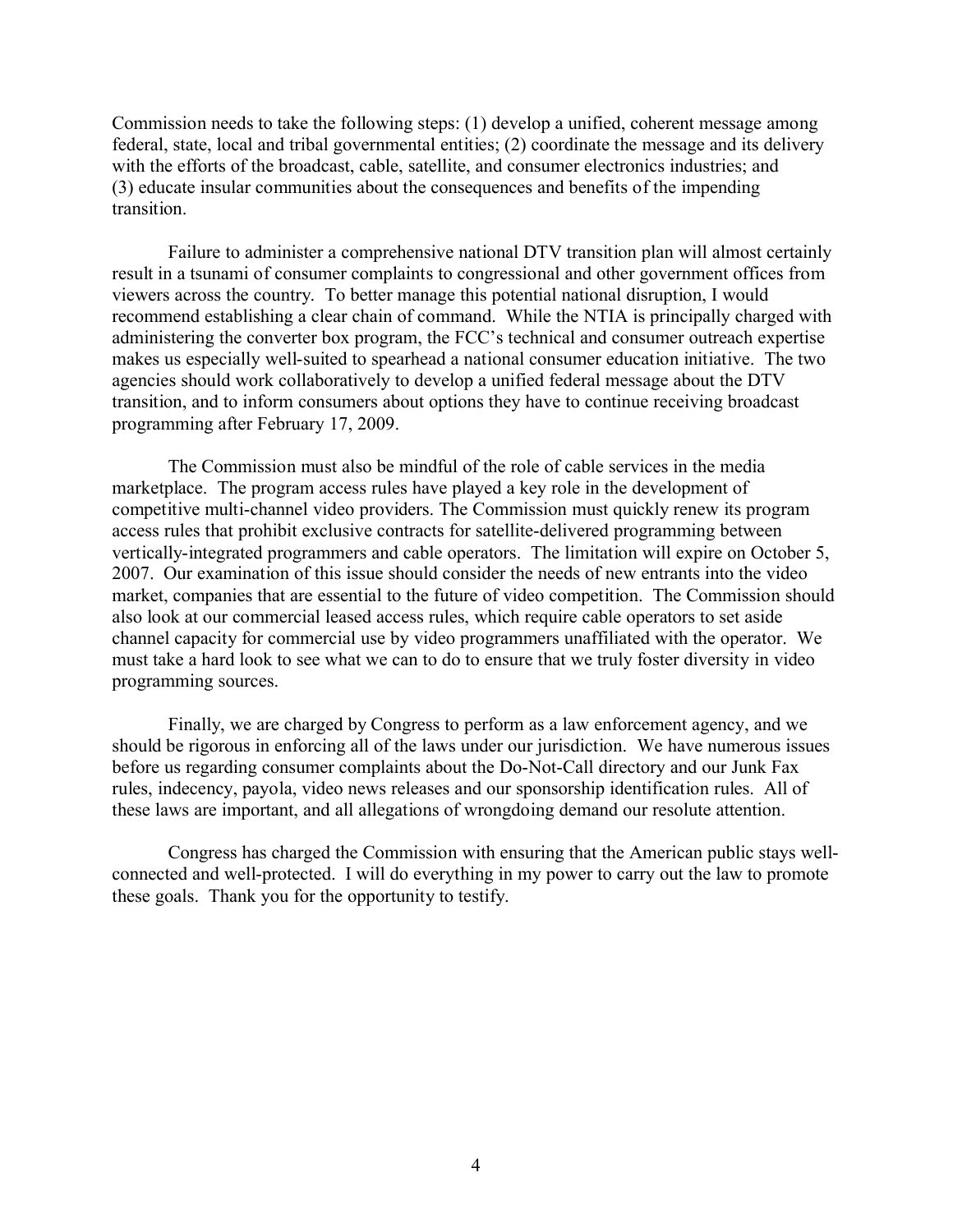Commission needs to take the following steps: (1) develop a unified, coherent message among federal, state, local and tribal governmental entities; (2) coordinate the message and its delivery with the efforts of the broadcast, cable, satellite, and consumer electronics industries; and (3) educate insular communities about the consequences and benefits of the impending transition.

Failure to administer a comprehensive national DTV transition plan will almost certainly result in a tsunami of consumer complaints to congressional and other government offices from viewers across the country. To better manage this potential national disruption, I would recommend establishing a clear chain of command. While the NTIA is principally charged with administering the converter box program, the FCC's technical and consumer outreach expertise makes us especially well-suited to spearhead a national consumer education initiative. The two agencies should work collaboratively to develop a unified federal message about the DTV transition, and to inform consumers about options they have to continue receiving broadcast programming after February 17, 2009.

The Commission must also be mindful of the role of cable services in the media marketplace. The program access rules have played a key role in the development of competitive multi-channel video providers. The Commission must quickly renew its program access rules that prohibit exclusive contracts for satellite-delivered programming between vertically-integrated programmers and cable operators. The limitation will expire on October 5, 2007. Our examination of this issue should consider the needs of new entrants into the video market, companies that are essential to the future of video competition. The Commission should also look at our commercial leased access rules, which require cable operators to set aside channel capacity for commercial use by video programmers unaffiliated with the operator. We must take a hard look to see what we can to do to ensure that we truly foster diversity in video programming sources.

Finally, we are charged by Congress to perform as a law enforcement agency, and we should be rigorous in enforcing all of the laws under our jurisdiction. We have numerous issues before us regarding consumer complaints about the Do-Not-Call directory and our Junk Fax rules, indecency, payola, video news releases and our sponsorship identification rules. All of these laws are important, and all allegations of wrongdoing demand our resolute attention.

Congress has charged the Commission with ensuring that the American public stays well-connected and well-protected. I will do everything in my power to carry out the law to promote these goals. Thank you for the opportunity to testify.